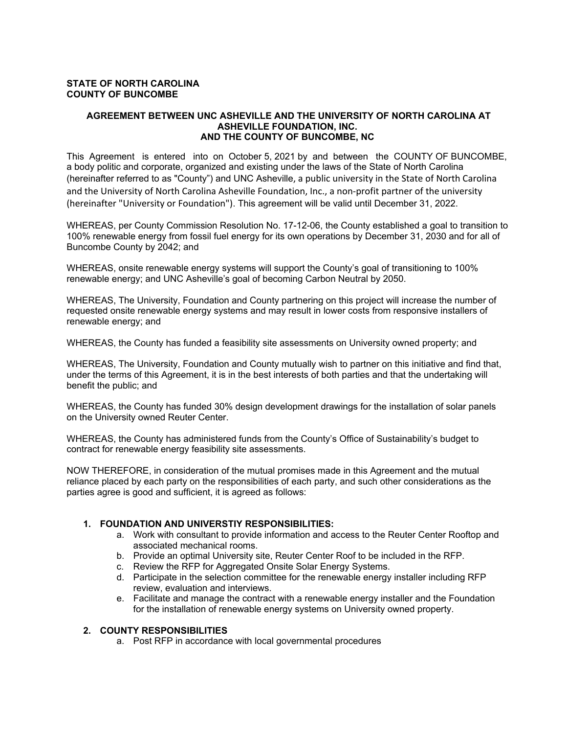**STATE OF NORTH CAROLINA**
**COUNTY OF BUNCOMBE**

**AGREEMENT BETWEEN UNC ASHEVILLE AND THE UNIVERSITY OF NORTH CAROLINA AT ASHEVILLE FOUNDATION, INC. AND THE COUNTY OF BUNCOMBE, NC**

This Agreement is entered into on October 5, 2021 by and between the COUNTY OF BUNCOMBE, a body politic and corporate, organized and existing under the laws of the State of North Carolina (hereinafter referred to as "County") and UNC Asheville, a public university in the State of North Carolina and the University of North Carolina Asheville Foundation, Inc., a non-profit partner of the university (hereinafter "University or Foundation"). This agreement will be valid until December 31, 2022.

WHEREAS, per County Commission Resolution No. 17-12-06, the County established a goal to transition to 100% renewable energy from fossil fuel energy for its own operations by December 31, 2030 and for all of Buncombe County by 2042; and

WHEREAS, onsite renewable energy systems will support the County's goal of transitioning to 100% renewable energy; and UNC Asheville's goal of becoming Carbon Neutral by 2050.

WHEREAS, The University, Foundation and County partnering on this project will increase the number of requested onsite renewable energy systems and may result in lower costs from responsive installers of renewable energy; and

WHEREAS, the County has funded a feasibility site assessments on University owned property; and

WHEREAS, The University, Foundation and County mutually wish to partner on this initiative and find that, under the terms of this Agreement, it is in the best interests of both parties and that the undertaking will benefit the public; and

WHEREAS, the County has funded 30% design development drawings for the installation of solar panels on the University owned Reuter Center.

WHEREAS, the County has administered funds from the County's Office of Sustainability's budget to contract for renewable energy feasibility site assessments.

NOW THEREFORE, in consideration of the mutual promises made in this Agreement and the mutual reliance placed by each party on the responsibilities of each party, and such other considerations as the parties agree is good and sufficient, it is agreed as follows:

1. **FOUNDATION AND UNIVERSTIY RESPONSIBILITIES:**
   a. Work with consultant to provide information and access to the Reuter Center Rooftop and associated mechanical rooms.
   b. Provide an optimal University site, Reuter Center Roof to be included in the RFP.
   c. Review the RFP for Aggregated Onsite Solar Energy Systems.
   d. Participate in the selection committee for the renewable energy installer including RFP review, evaluation and interviews.
   e. Facilitate and manage the contract with a renewable energy installer and the Foundation for the installation of renewable energy systems on University owned property.

2. **COUNTY RESPONSIBILITIES**
   a. Post RFP in accordance with local governmental procedures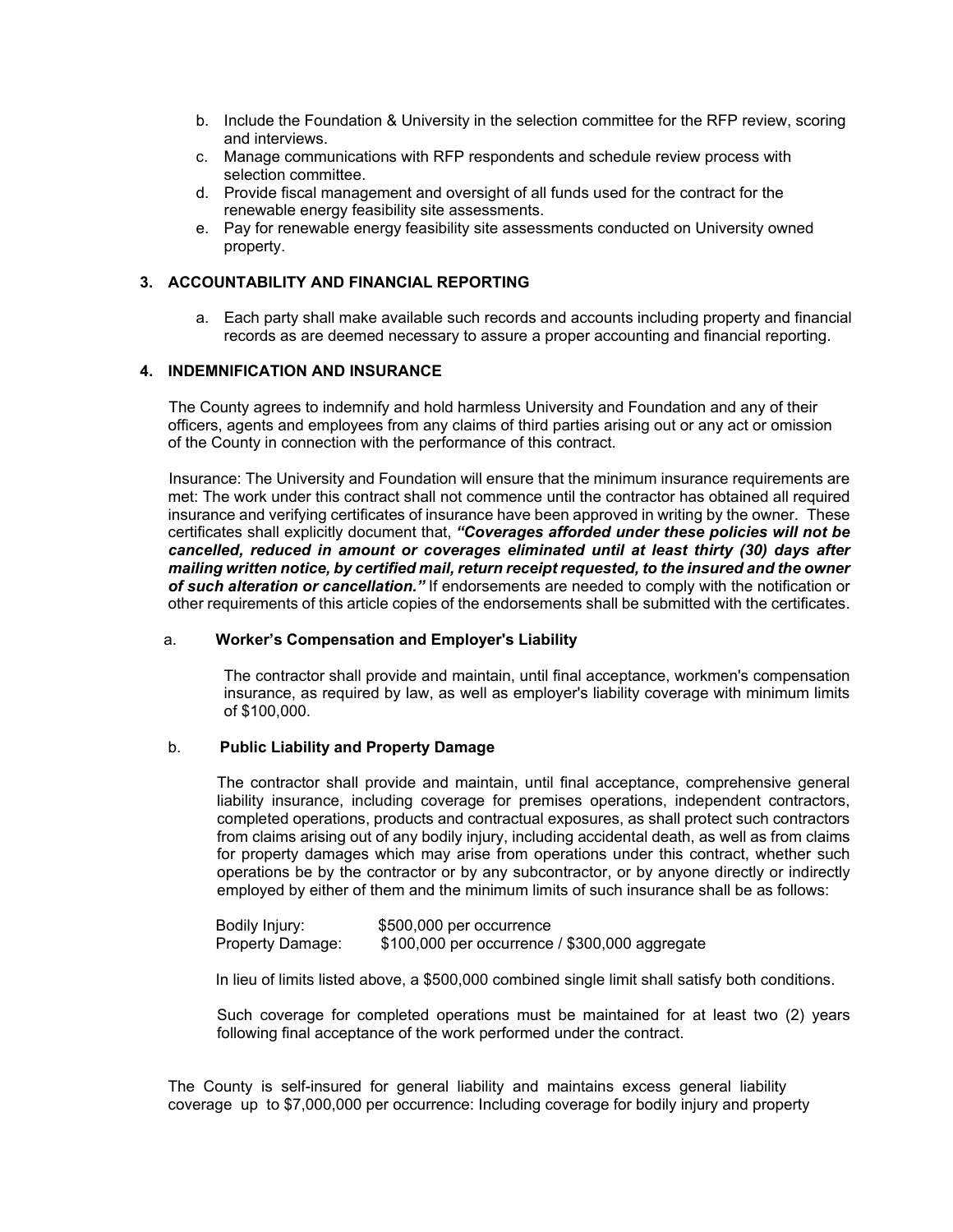b. Include the Foundation & University in the selection committee for the RFP review, scoring and interviews.
c. Manage communications with RFP respondents and schedule review process with selection committee.
d. Provide fiscal management and oversight of all funds used for the contract for the renewable energy feasibility site assessments.
e. Pay for renewable energy feasibility site assessments conducted on University owned property.

## 3. ACCOUNTABILITY AND FINANCIAL REPORTING

a. Each party shall make available such records and accounts including property and financial records as are deemed necessary to assure a proper accounting and financial reporting.

## 4. INDEMNIFICATION AND INSURANCE

The County agrees to indemnify and hold harmless University and Foundation and any of their officers, agents and employees from any claims of third parties arising out or any act or omission of the County in connection with the performance of this contract.

Insurance: The University and Foundation will ensure that the minimum insurance requirements are met: The work under this contract shall not commence until the contractor has obtained all required insurance and verifying certificates of insurance have been approved in writing by the owner. These certificates shall explicitly document that, ***"Coverages afforded under these policies will not be cancelled, reduced in amount or coverages eliminated until at least thirty (30) days after mailing written notice, by certified mail, return receipt requested, to the insured and the owner of such alteration or cancellation."*** If endorsements are needed to comply with the notification or other requirements of this article copies of the endorsements shall be submitted with the certificates.

a. **Worker's Compensation and Employer's Liability**

The contractor shall provide and maintain, until final acceptance, workmen's compensation insurance, as required by law, as well as employer's liability coverage with minimum limits of $100,000.

b. **Public Liability and Property Damage**

The contractor shall provide and maintain, until final acceptance, comprehensive general liability insurance, including coverage for premises operations, independent contractors, completed operations, products and contractual exposures, as shall protect such contractors from claims arising out of any bodily injury, including accidental death, as well as from claims for property damages which may arise from operations under this contract, whether such operations be by the contractor or by any subcontractor, or by anyone directly or indirectly employed by either of them and the minimum limits of such insurance shall be as follows:

Bodily Injury: $500,000 per occurrence
Property Damage: $100,000 per occurrence / $300,000 aggregate

In lieu of limits listed above, a $500,000 combined single limit shall satisfy both conditions.

Such coverage for completed operations must be maintained for at least two (2) years following final acceptance of the work performed under the contract.

The County is self-insured for general liability and maintains excess general liability coverage up to $7,000,000 per occurrence: Including coverage for bodily injury and property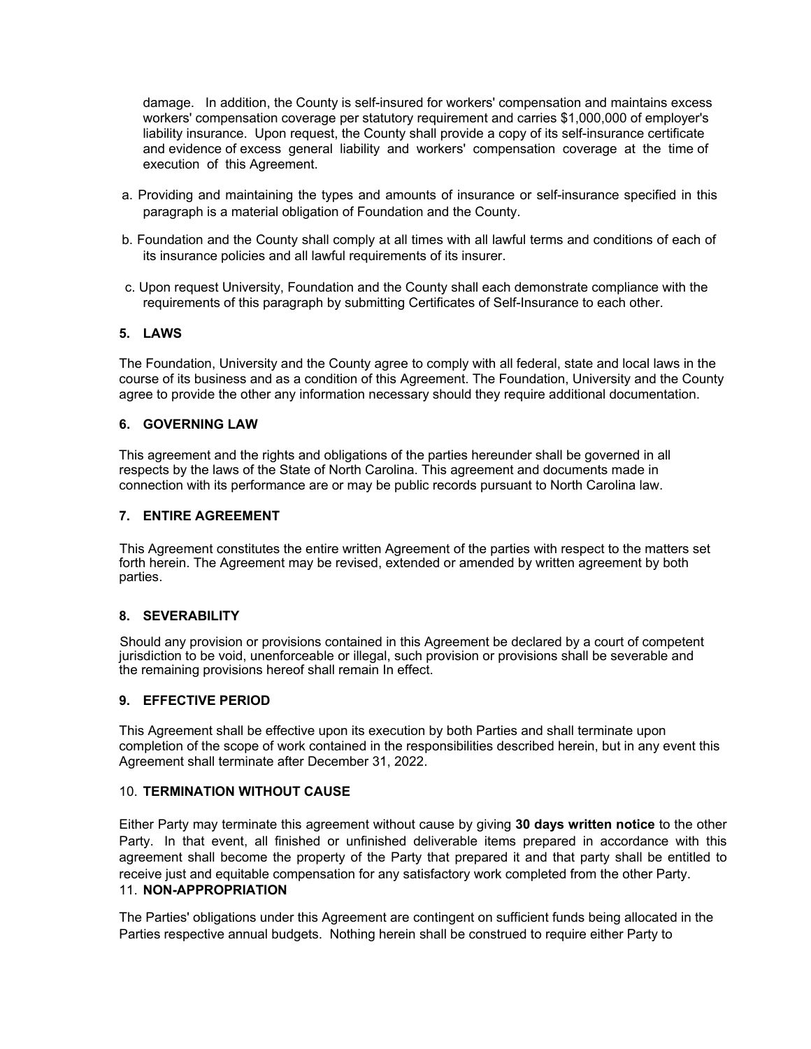damage. In addition, the County is self-insured for workers' compensation and maintains excess workers' compensation coverage per statutory requirement and carries $1,000,000 of employer's liability insurance. Upon request, the County shall provide a copy of its self-insurance certificate and evidence of excess general liability and workers' compensation coverage at the time of execution of this Agreement.

a. Providing and maintaining the types and amounts of insurance or self-insurance specified in this paragraph is a material obligation of Foundation and the County.

b. Foundation and the County shall comply at all times with all lawful terms and conditions of each of its insurance policies and all lawful requirements of its insurer.

c. Upon request University, Foundation and the County shall each demonstrate compliance with the requirements of this paragraph by submitting Certificates of Self-Insurance to each other.

**5. LAWS**

The Foundation, University and the County agree to comply with all federal, state and local laws in the course of its business and as a condition of this Agreement. The Foundation, University and the County agree to provide the other any information necessary should they require additional documentation.

**6. GOVERNING LAW**

This agreement and the rights and obligations of the parties hereunder shall be governed in all respects by the laws of the State of North Carolina. This agreement and documents made in connection with its performance are or may be public records pursuant to North Carolina law.

**7. ENTIRE AGREEMENT**

This Agreement constitutes the entire written Agreement of the parties with respect to the matters set forth herein. The Agreement may be revised, extended or amended by written agreement by both parties.

**8. SEVERABILITY**

Should any provision or provisions contained in this Agreement be declared by a court of competent jurisdiction to be void, unenforceable or illegal, such provision or provisions shall be severable and the remaining provisions hereof shall remain In effect.

**9. EFFECTIVE PERIOD**

This Agreement shall be effective upon its execution by both Parties and shall terminate upon completion of the scope of work contained in the responsibilities described herein, but in any event this Agreement shall terminate after December 31, 2022.

10. **TERMINATION WITHOUT CAUSE**

Either Party may terminate this agreement without cause by giving **30 days written notice** to the other Party. In that event, all finished or unfinished deliverable items prepared in accordance with this agreement shall become the property of the Party that prepared it and that party shall be entitled to receive just and equitable compensation for any satisfactory work completed from the other Party.

11. **NON-APPROPRIATION**

The Parties' obligations under this Agreement are contingent on sufficient funds being allocated in the Parties respective annual budgets. Nothing herein shall be construed to require either Party to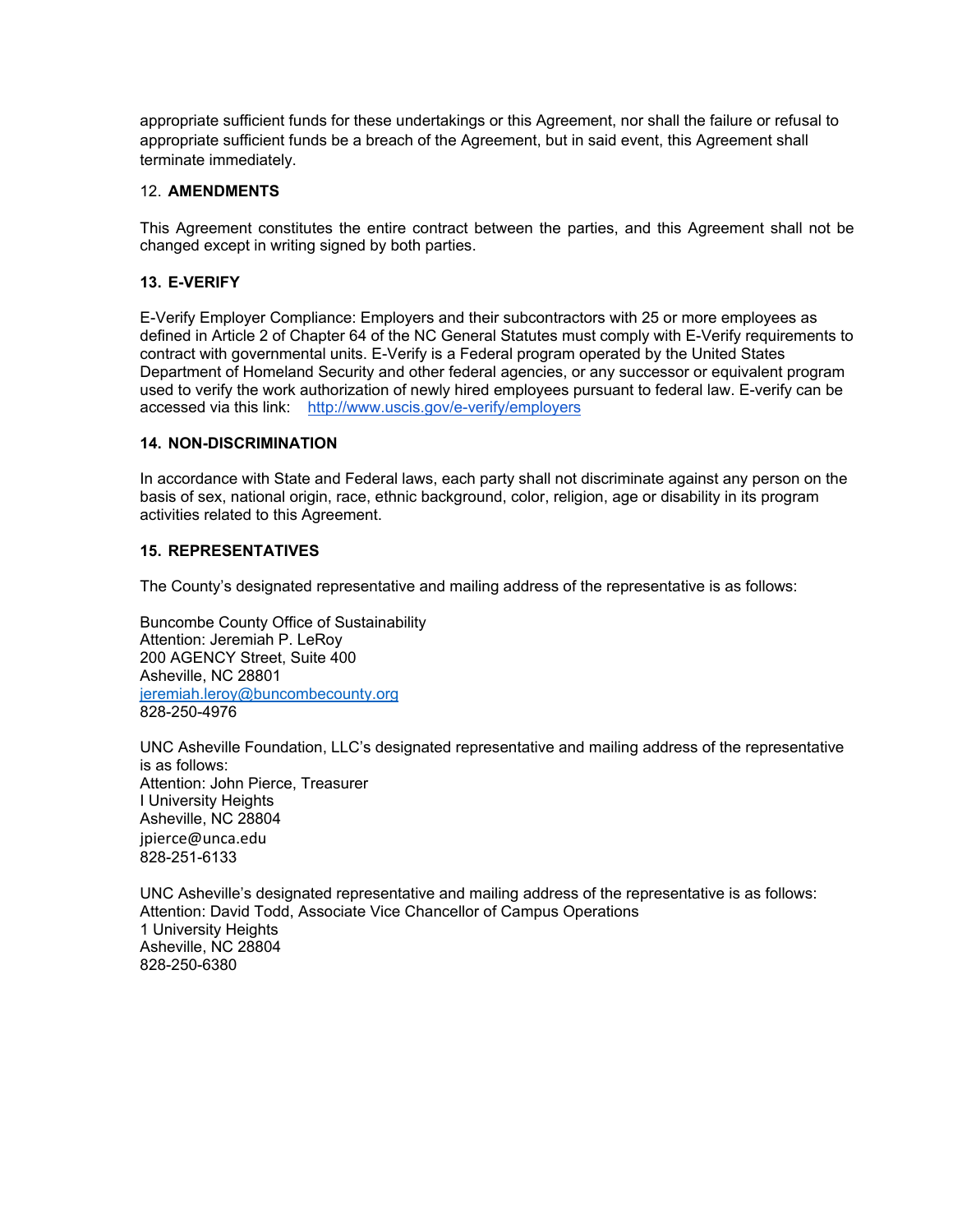appropriate sufficient funds for these undertakings or this Agreement, nor shall the failure or refusal to appropriate sufficient funds be a breach of the Agreement, but in said event, this Agreement shall terminate immediately.

12. **AMENDMENTS**

This Agreement constitutes the entire contract between the parties, and this Agreement shall not be changed except in writing signed by both parties.

**13. E-VERIFY**

E-Verify Employer Compliance: Employers and their subcontractors with 25 or more employees as defined in Article 2 of Chapter 64 of the NC General Statutes must comply with E-Verify requirements to contract with governmental units. E-Verify is a Federal program operated by the United States Department of Homeland Security and other federal agencies, or any successor or equivalent program used to verify the work authorization of newly hired employees pursuant to federal law. E-verify can be accessed via this link: http://www.uscis.gov/e-verify/employers

**14. NON-DISCRIMINATION**

In accordance with State and Federal laws, each party shall not discriminate against any person on the basis of sex, national origin, race, ethnic background, color, religion, age or disability in its program activities related to this Agreement.

**15. REPRESENTATIVES**

The County's designated representative and mailing address of the representative is as follows:

Buncombe County Office of Sustainability
Attention: Jeremiah P. LeRoy
200 AGENCY Street, Suite 400
Asheville, NC 28801
jeremiah.leroy@buncombecounty.org
828-250-4976

UNC Asheville Foundation, LLC's designated representative and mailing address of the representative is as follows:
Attention: John Pierce, Treasurer
I University Heights
Asheville, NC 28804
jpierce@unca.edu
828-251-6133

UNC Asheville's designated representative and mailing address of the representative is as follows:
Attention: David Todd, Associate Vice Chancellor of Campus Operations
1 University Heights
Asheville, NC 28804
828-250-6380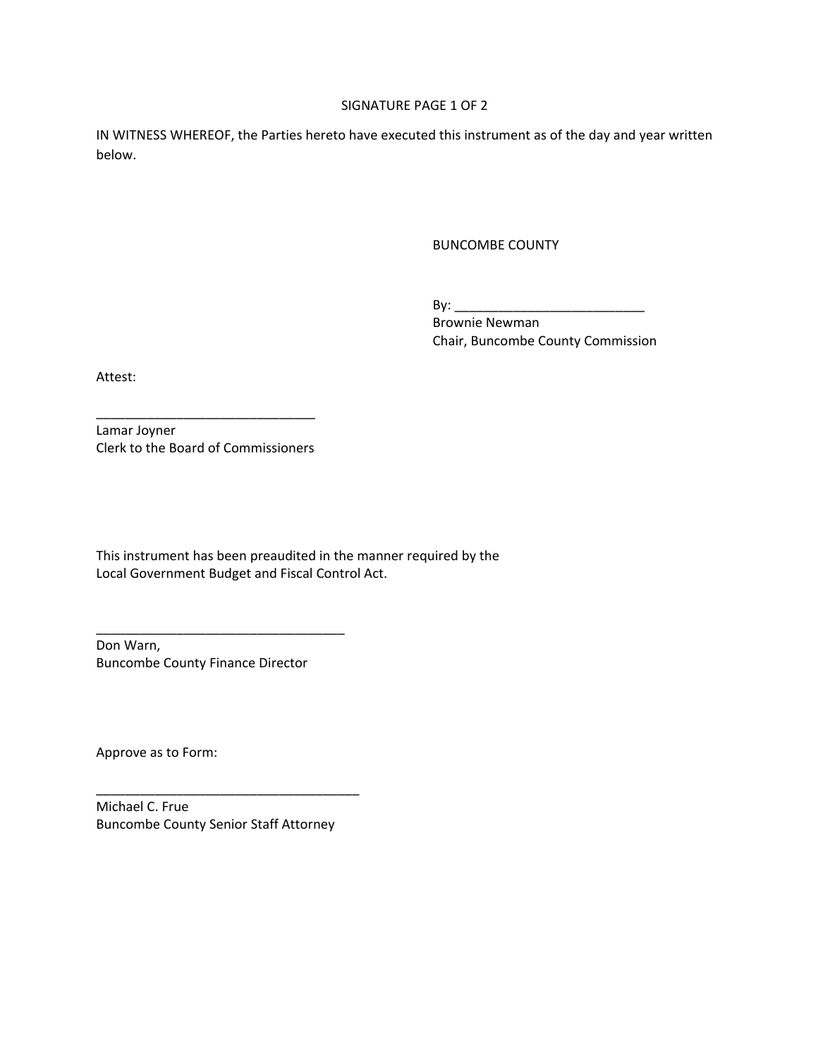SIGNATURE PAGE 1 OF 2

IN WITNESS WHEREOF, the Parties hereto have executed this instrument as of the day and year written below.

BUNCOMBE COUNTY

By: ___________________________
Brownie Newman
Chair, Buncombe County Commission

Attest:

______________________________
Lamar Joyner
Clerk to the Board of Commissioners

This instrument has been preaudited in the manner required by the Local Government Budget and Fiscal Control Act.

__________________________________
Don Warn,
Buncombe County Finance Director

Approve as to Form:

____________________________________
Michael C. Frue
Buncombe County Senior Staff Attorney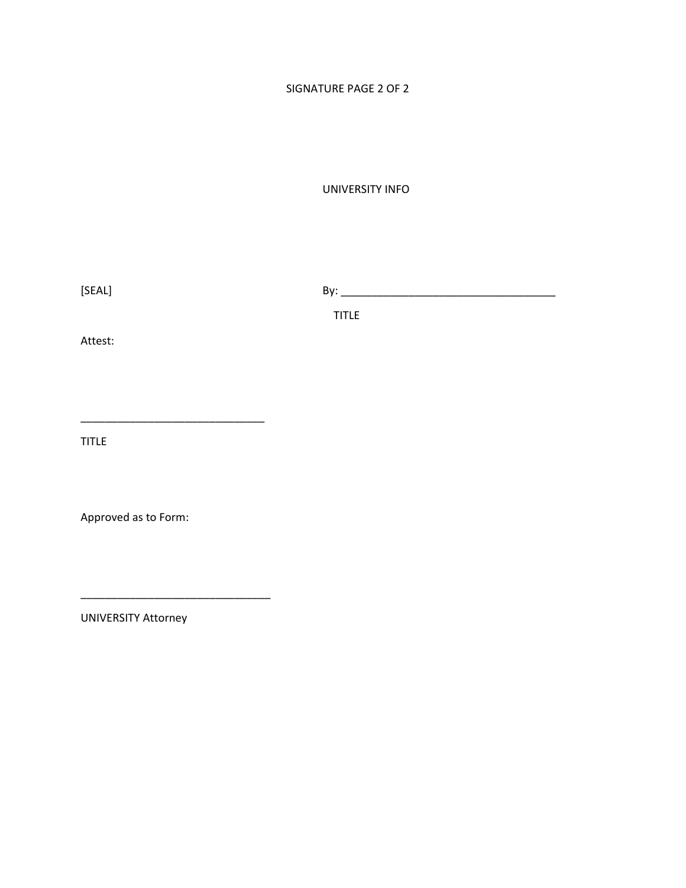SIGNATURE PAGE 2 OF 2

UNIVERSITY INFO

[SEAL]

By: ___________________________________

TITLE

Attest:

______________________________

TITLE

Approved as to Form:

_______________________________

UNIVERSITY Attorney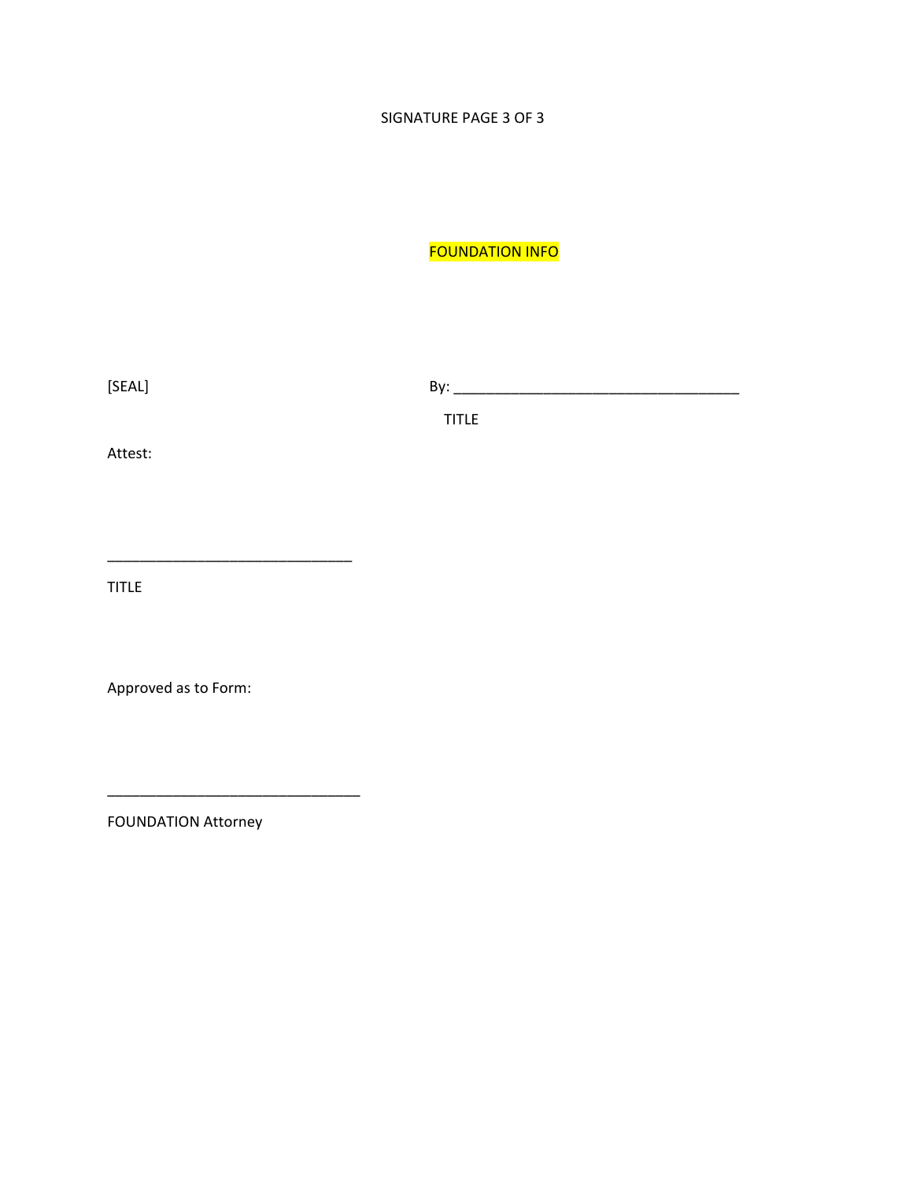SIGNATURE PAGE 3 OF 3

FOUNDATION INFO

[SEAL]

By: ____________________________________

TITLE

Attest:

_______________________________

TITLE

Approved as to Form:

________________________________

FOUNDATION Attorney